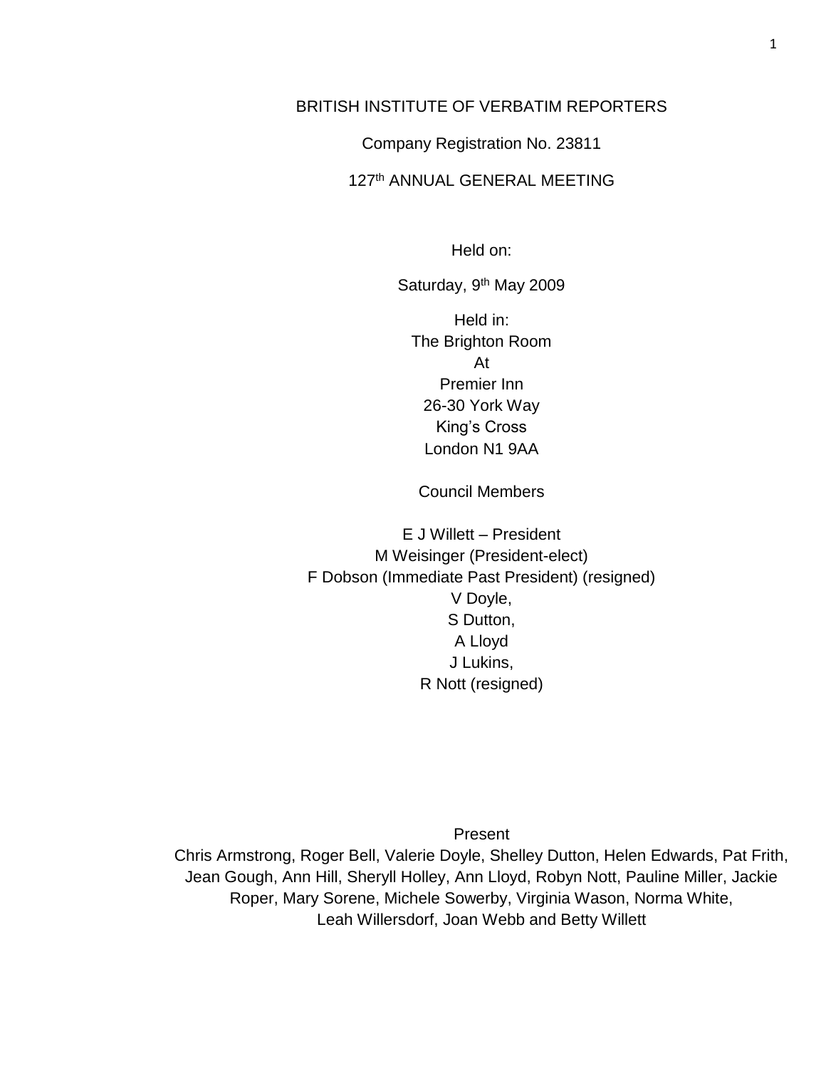# BRITISH INSTITUTE OF VERBATIM REPORTERS

Company Registration No. 23811

127th ANNUAL GENERAL MEETING

Held on:

Saturday, 9th May 2009

Held in:
The Brighton Room
At
Premier Inn
26-30 York Way
King's Cross
London N1 9AA

Council Members

E J Willett – President
M Weisinger (President-elect)
F Dobson (Immediate Past President) (resigned)
V Doyle,
S Dutton,
A Lloyd
J Lukins,
R Nott (resigned)

Present

Chris Armstrong, Roger Bell, Valerie Doyle, Shelley Dutton, Helen Edwards, Pat Frith, Jean Gough, Ann Hill, Sheryll Holley, Ann Lloyd, Robyn Nott, Pauline Miller, Jackie Roper, Mary Sorene, Michele Sowerby, Virginia Wason, Norma White, Leah Willersdorf, Joan Webb and Betty Willett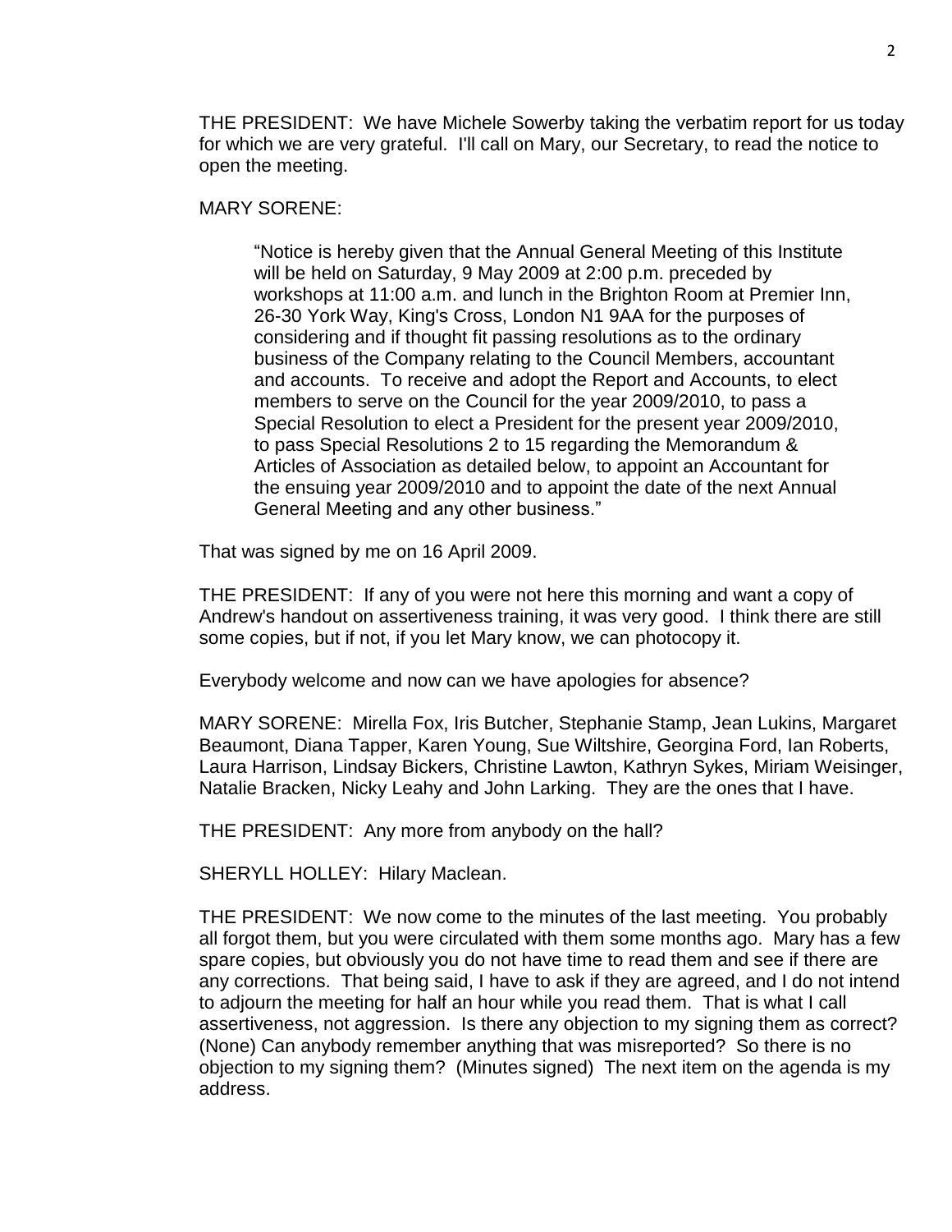THE PRESIDENT: We have Michele Sowerby taking the verbatim report for us today for which we are very grateful. I'll call on Mary, our Secretary, to read the notice to open the meeting.

MARY SORENE:

> "Notice is hereby given that the Annual General Meeting of this Institute will be held on Saturday, 9 May 2009 at 2:00 p.m. preceded by workshops at 11:00 a.m. and lunch in the Brighton Room at Premier Inn, 26-30 York Way, King's Cross, London N1 9AA for the purposes of considering and if thought fit passing resolutions as to the ordinary business of the Company relating to the Council Members, accountant and accounts. To receive and adopt the Report and Accounts, to elect members to serve on the Council for the year 2009/2010, to pass a Special Resolution to elect a President for the present year 2009/2010, to pass Special Resolutions 2 to 15 regarding the Memorandum & Articles of Association as detailed below, to appoint an Accountant for the ensuing year 2009/2010 and to appoint the date of the next Annual General Meeting and any other business."

That was signed by me on 16 April 2009.

THE PRESIDENT: If any of you were not here this morning and want a copy of Andrew's handout on assertiveness training, it was very good. I think there are still some copies, but if not, if you let Mary know, we can photocopy it.

Everybody welcome and now can we have apologies for absence?

MARY SORENE: Mirella Fox, Iris Butcher, Stephanie Stamp, Jean Lukins, Margaret Beaumont, Diana Tapper, Karen Young, Sue Wiltshire, Georgina Ford, Ian Roberts, Laura Harrison, Lindsay Bickers, Christine Lawton, Kathryn Sykes, Miriam Weisinger, Natalie Bracken, Nicky Leahy and John Larking. They are the ones that I have.

THE PRESIDENT: Any more from anybody on the hall?

SHERYLL HOLLEY: Hilary Maclean.

THE PRESIDENT: We now come to the minutes of the last meeting. You probably all forgot them, but you were circulated with them some months ago. Mary has a few spare copies, but obviously you do not have time to read them and see if there are any corrections. That being said, I have to ask if they are agreed, and I do not intend to adjourn the meeting for half an hour while you read them. That is what I call assertiveness, not aggression. Is there any objection to my signing them as correct? (None) Can anybody remember anything that was misreported? So there is no objection to my signing them? (Minutes signed) The next item on the agenda is my address.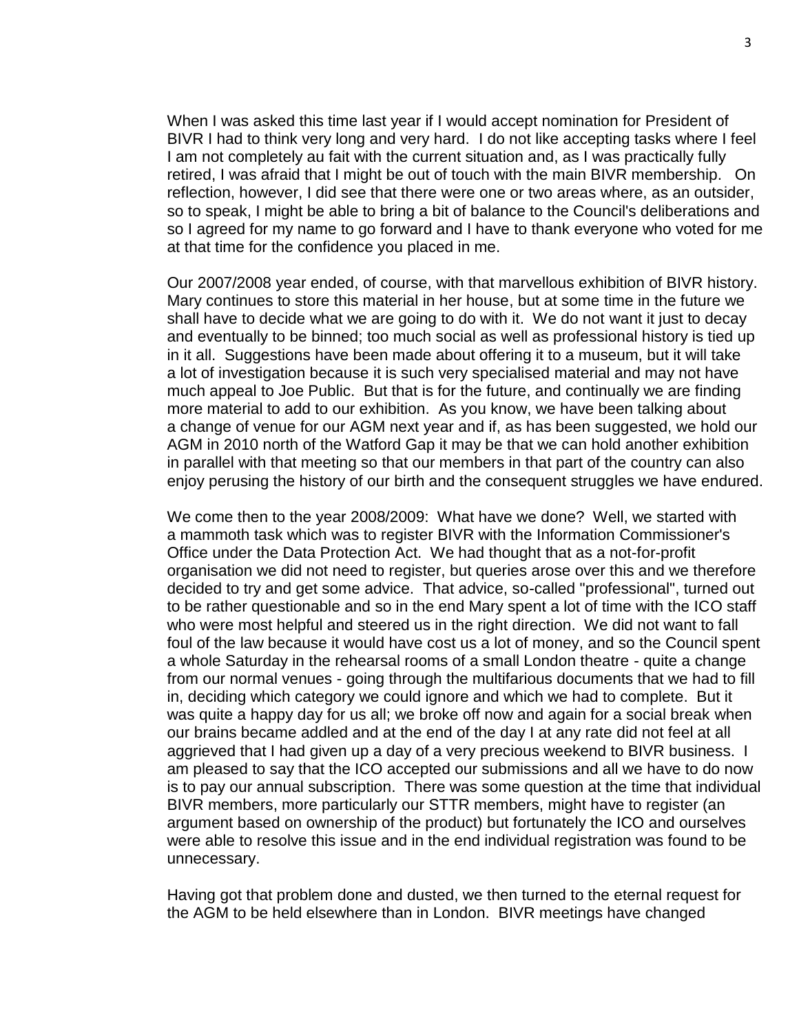When I was asked this time last year if I would accept nomination for President of BIVR I had to think very long and very hard. I do not like accepting tasks where I feel I am not completely au fait with the current situation and, as I was practically fully retired, I was afraid that I might be out of touch with the main BIVR membership. On reflection, however, I did see that there were one or two areas where, as an outsider, so to speak, I might be able to bring a bit of balance to the Council's deliberations and so I agreed for my name to go forward and I have to thank everyone who voted for me at that time for the confidence you placed in me.

Our 2007/2008 year ended, of course, with that marvellous exhibition of BIVR history. Mary continues to store this material in her house, but at some time in the future we shall have to decide what we are going to do with it. We do not want it just to decay and eventually to be binned; too much social as well as professional history is tied up in it all. Suggestions have been made about offering it to a museum, but it will take a lot of investigation because it is such very specialised material and may not have much appeal to Joe Public. But that is for the future, and continually we are finding more material to add to our exhibition. As you know, we have been talking about a change of venue for our AGM next year and if, as has been suggested, we hold our AGM in 2010 north of the Watford Gap it may be that we can hold another exhibition in parallel with that meeting so that our members in that part of the country can also enjoy perusing the history of our birth and the consequent struggles we have endured.

We come then to the year 2008/2009: What have we done? Well, we started with a mammoth task which was to register BIVR with the Information Commissioner's Office under the Data Protection Act. We had thought that as a not-for-profit organisation we did not need to register, but queries arose over this and we therefore decided to try and get some advice. That advice, so-called "professional", turned out to be rather questionable and so in the end Mary spent a lot of time with the ICO staff who were most helpful and steered us in the right direction. We did not want to fall foul of the law because it would have cost us a lot of money, and so the Council spent a whole Saturday in the rehearsal rooms of a small London theatre - quite a change from our normal venues - going through the multifarious documents that we had to fill in, deciding which category we could ignore and which we had to complete. But it was quite a happy day for us all; we broke off now and again for a social break when our brains became addled and at the end of the day I at any rate did not feel at all aggrieved that I had given up a day of a very precious weekend to BIVR business. I am pleased to say that the ICO accepted our submissions and all we have to do now is to pay our annual subscription. There was some question at the time that individual BIVR members, more particularly our STTR members, might have to register (an argument based on ownership of the product) but fortunately the ICO and ourselves were able to resolve this issue and in the end individual registration was found to be unnecessary.

Having got that problem done and dusted, we then turned to the eternal request for the AGM to be held elsewhere than in London. BIVR meetings have changed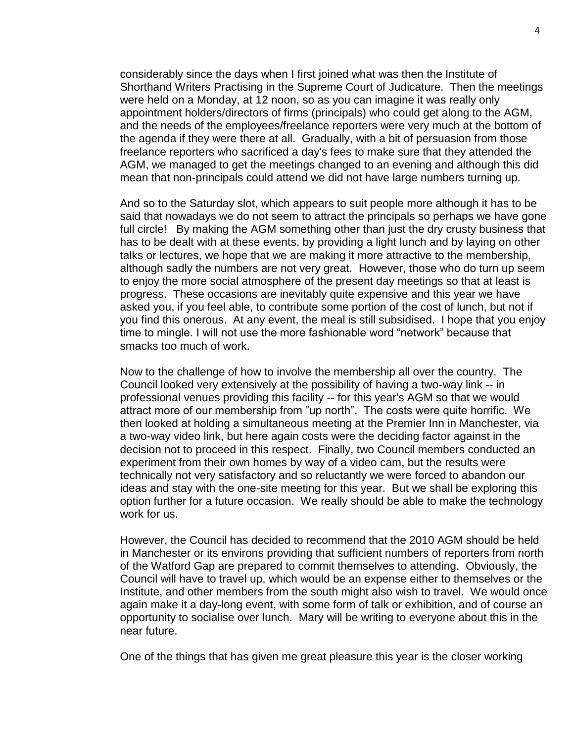considerably since the days when I first joined what was then the Institute of Shorthand Writers Practising in the Supreme Court of Judicature. Then the meetings were held on a Monday, at 12 noon, so as you can imagine it was really only appointment holders/directors of firms (principals) who could get along to the AGM, and the needs of the employees/freelance reporters were very much at the bottom of the agenda if they were there at all. Gradually, with a bit of persuasion from those freelance reporters who sacrificed a day's fees to make sure that they attended the AGM, we managed to get the meetings changed to an evening and although this did mean that non-principals could attend we did not have large numbers turning up.

And so to the Saturday slot, which appears to suit people more although it has to be said that nowadays we do not seem to attract the principals so perhaps we have gone full circle! By making the AGM something other than just the dry crusty business that has to be dealt with at these events, by providing a light lunch and by laying on other talks or lectures, we hope that we are making it more attractive to the membership, although sadly the numbers are not very great. However, those who do turn up seem to enjoy the more social atmosphere of the present day meetings so that at least is progress. These occasions are inevitably quite expensive and this year we have asked you, if you feel able, to contribute some portion of the cost of lunch, but not if you find this onerous. At any event, the meal is still subsidised. I hope that you enjoy time to mingle. I will not use the more fashionable word "network" because that smacks too much of work.

Now to the challenge of how to involve the membership all over the country. The Council looked very extensively at the possibility of having a two-way link -- in professional venues providing this facility -- for this year's AGM so that we would attract more of our membership from "up north". The costs were quite horrific. We then looked at holding a simultaneous meeting at the Premier Inn in Manchester, via a two-way video link, but here again costs were the deciding factor against in the decision not to proceed in this respect. Finally, two Council members conducted an experiment from their own homes by way of a video cam, but the results were technically not very satisfactory and so reluctantly we were forced to abandon our ideas and stay with the one-site meeting for this year. But we shall be exploring this option further for a future occasion. We really should be able to make the technology work for us.

However, the Council has decided to recommend that the 2010 AGM should be held in Manchester or its environs providing that sufficient numbers of reporters from north of the Watford Gap are prepared to commit themselves to attending. Obviously, the Council will have to travel up, which would be an expense either to themselves or the Institute, and other members from the south might also wish to travel. We would once again make it a day-long event, with some form of talk or exhibition, and of course an opportunity to socialise over lunch. Mary will be writing to everyone about this in the near future.

One of the things that has given me great pleasure this year is the closer working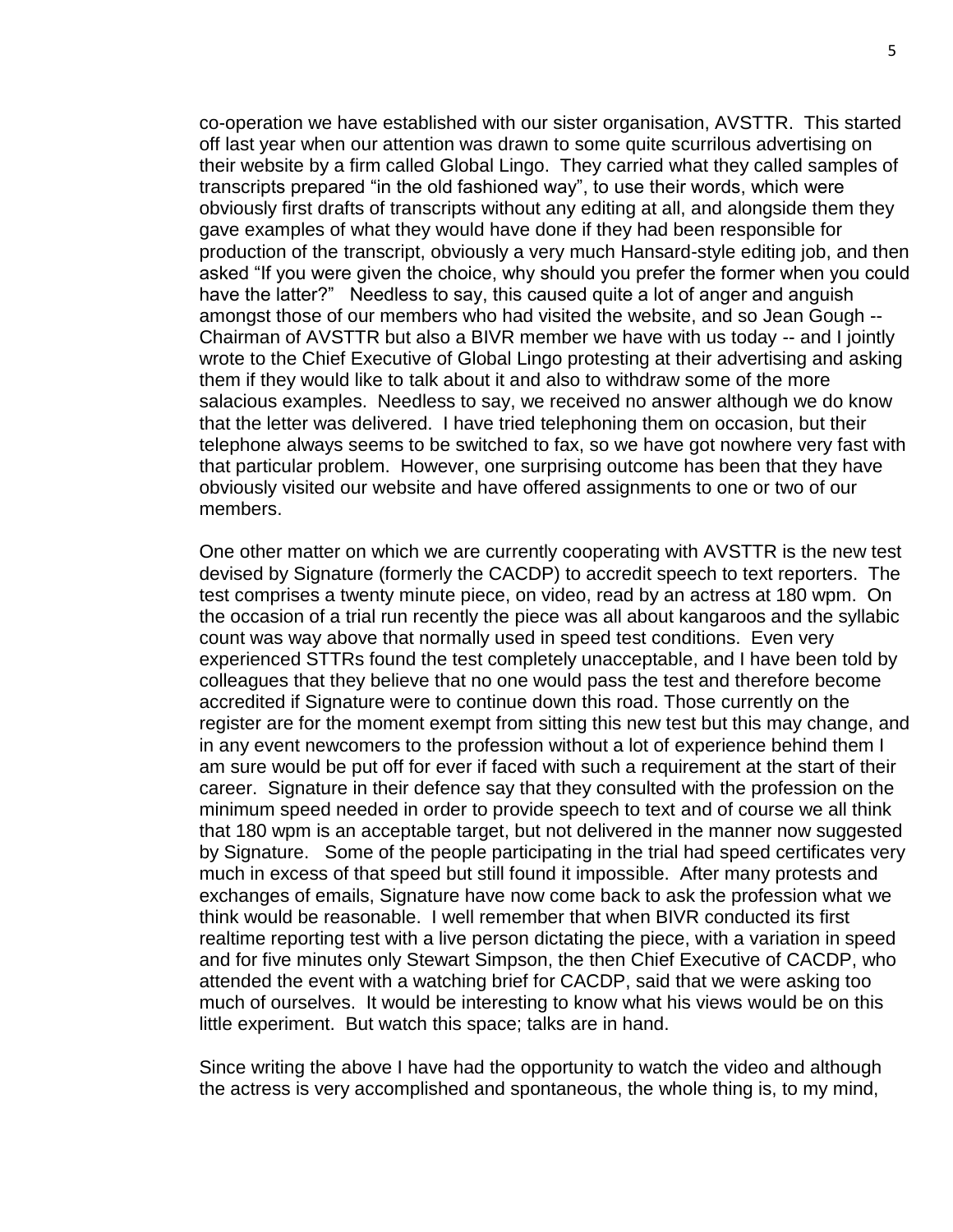co-operation we have established with our sister organisation, AVSTTR. This started off last year when our attention was drawn to some quite scurrilous advertising on their website by a firm called Global Lingo. They carried what they called samples of transcripts prepared "in the old fashioned way", to use their words, which were obviously first drafts of transcripts without any editing at all, and alongside them they gave examples of what they would have done if they had been responsible for production of the transcript, obviously a very much Hansard-style editing job, and then asked "If you were given the choice, why should you prefer the former when you could have the latter?" Needless to say, this caused quite a lot of anger and anguish amongst those of our members who had visited the website, and so Jean Gough -- Chairman of AVSTTR but also a BIVR member we have with us today -- and I jointly wrote to the Chief Executive of Global Lingo protesting at their advertising and asking them if they would like to talk about it and also to withdraw some of the more salacious examples. Needless to say, we received no answer although we do know that the letter was delivered. I have tried telephoning them on occasion, but their telephone always seems to be switched to fax, so we have got nowhere very fast with that particular problem. However, one surprising outcome has been that they have obviously visited our website and have offered assignments to one or two of our members.

One other matter on which we are currently cooperating with AVSTTR is the new test devised by Signature (formerly the CACDP) to accredit speech to text reporters. The test comprises a twenty minute piece, on video, read by an actress at 180 wpm. On the occasion of a trial run recently the piece was all about kangaroos and the syllabic count was way above that normally used in speed test conditions. Even very experienced STTRs found the test completely unacceptable, and I have been told by colleagues that they believe that no one would pass the test and therefore become accredited if Signature were to continue down this road. Those currently on the register are for the moment exempt from sitting this new test but this may change, and in any event newcomers to the profession without a lot of experience behind them I am sure would be put off for ever if faced with such a requirement at the start of their career. Signature in their defence say that they consulted with the profession on the minimum speed needed in order to provide speech to text and of course we all think that 180 wpm is an acceptable target, but not delivered in the manner now suggested by Signature. Some of the people participating in the trial had speed certificates very much in excess of that speed but still found it impossible. After many protests and exchanges of emails, Signature have now come back to ask the profession what we think would be reasonable. I well remember that when BIVR conducted its first realtime reporting test with a live person dictating the piece, with a variation in speed and for five minutes only Stewart Simpson, the then Chief Executive of CACDP, who attended the event with a watching brief for CACDP, said that we were asking too much of ourselves. It would be interesting to know what his views would be on this little experiment. But watch this space; talks are in hand.

Since writing the above I have had the opportunity to watch the video and although the actress is very accomplished and spontaneous, the whole thing is, to my mind,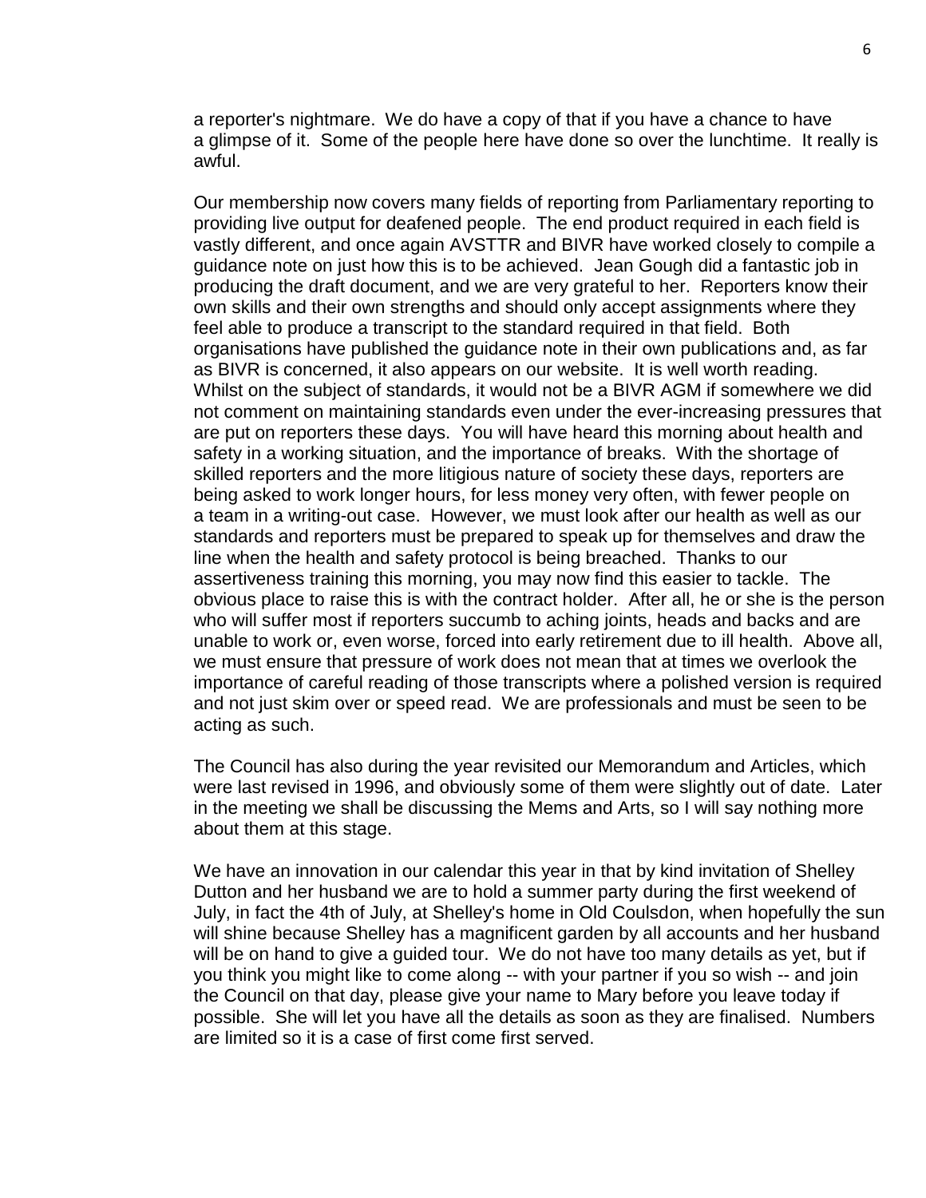a reporter's nightmare. We do have a copy of that if you have a chance to have a glimpse of it. Some of the people here have done so over the lunchtime. It really is awful.

Our membership now covers many fields of reporting from Parliamentary reporting to providing live output for deafened people. The end product required in each field is vastly different, and once again AVSTTR and BIVR have worked closely to compile a guidance note on just how this is to be achieved. Jean Gough did a fantastic job in producing the draft document, and we are very grateful to her. Reporters know their own skills and their own strengths and should only accept assignments where they feel able to produce a transcript to the standard required in that field. Both organisations have published the guidance note in their own publications and, as far as BIVR is concerned, it also appears on our website. It is well worth reading. Whilst on the subject of standards, it would not be a BIVR AGM if somewhere we did not comment on maintaining standards even under the ever-increasing pressures that are put on reporters these days. You will have heard this morning about health and safety in a working situation, and the importance of breaks. With the shortage of skilled reporters and the more litigious nature of society these days, reporters are being asked to work longer hours, for less money very often, with fewer people on a team in a writing-out case. However, we must look after our health as well as our standards and reporters must be prepared to speak up for themselves and draw the line when the health and safety protocol is being breached. Thanks to our assertiveness training this morning, you may now find this easier to tackle. The obvious place to raise this is with the contract holder. After all, he or she is the person who will suffer most if reporters succumb to aching joints, heads and backs and are unable to work or, even worse, forced into early retirement due to ill health. Above all, we must ensure that pressure of work does not mean that at times we overlook the importance of careful reading of those transcripts where a polished version is required and not just skim over or speed read. We are professionals and must be seen to be acting as such.

The Council has also during the year revisited our Memorandum and Articles, which were last revised in 1996, and obviously some of them were slightly out of date. Later in the meeting we shall be discussing the Mems and Arts, so I will say nothing more about them at this stage.

We have an innovation in our calendar this year in that by kind invitation of Shelley Dutton and her husband we are to hold a summer party during the first weekend of July, in fact the 4th of July, at Shelley's home in Old Coulsdon, when hopefully the sun will shine because Shelley has a magnificent garden by all accounts and her husband will be on hand to give a guided tour. We do not have too many details as yet, but if you think you might like to come along -- with your partner if you so wish -- and join the Council on that day, please give your name to Mary before you leave today if possible. She will let you have all the details as soon as they are finalised. Numbers are limited so it is a case of first come first served.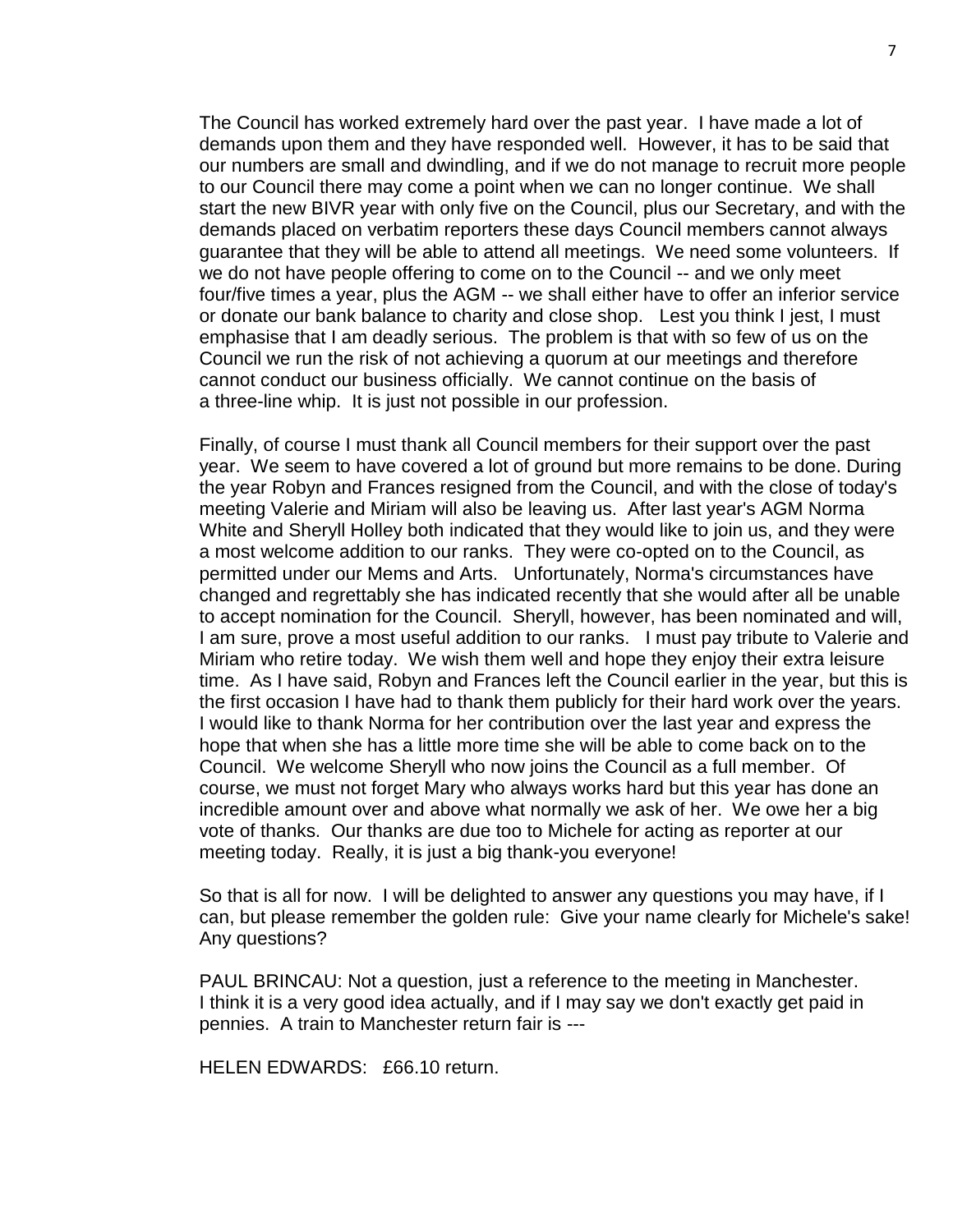The Council has worked extremely hard over the past year. I have made a lot of demands upon them and they have responded well. However, it has to be said that our numbers are small and dwindling, and if we do not manage to recruit more people to our Council there may come a point when we can no longer continue. We shall start the new BIVR year with only five on the Council, plus our Secretary, and with the demands placed on verbatim reporters these days Council members cannot always guarantee that they will be able to attend all meetings. We need some volunteers. If we do not have people offering to come on to the Council -- and we only meet four/five times a year, plus the AGM -- we shall either have to offer an inferior service or donate our bank balance to charity and close shop. Lest you think I jest, I must emphasise that I am deadly serious. The problem is that with so few of us on the Council we run the risk of not achieving a quorum at our meetings and therefore cannot conduct our business officially. We cannot continue on the basis of a three-line whip. It is just not possible in our profession.

Finally, of course I must thank all Council members for their support over the past year. We seem to have covered a lot of ground but more remains to be done. During the year Robyn and Frances resigned from the Council, and with the close of today's meeting Valerie and Miriam will also be leaving us. After last year's AGM Norma White and Sheryll Holley both indicated that they would like to join us, and they were a most welcome addition to our ranks. They were co-opted on to the Council, as permitted under our Mems and Arts. Unfortunately, Norma's circumstances have changed and regrettably she has indicated recently that she would after all be unable to accept nomination for the Council. Sheryll, however, has been nominated and will, I am sure, prove a most useful addition to our ranks. I must pay tribute to Valerie and Miriam who retire today. We wish them well and hope they enjoy their extra leisure time. As I have said, Robyn and Frances left the Council earlier in the year, but this is the first occasion I have had to thank them publicly for their hard work over the years. I would like to thank Norma for her contribution over the last year and express the hope that when she has a little more time she will be able to come back on to the Council. We welcome Sheryll who now joins the Council as a full member. Of course, we must not forget Mary who always works hard but this year has done an incredible amount over and above what normally we ask of her. We owe her a big vote of thanks. Our thanks are due too to Michele for acting as reporter at our meeting today. Really, it is just a big thank-you everyone!

So that is all for now. I will be delighted to answer any questions you may have, if I can, but please remember the golden rule: Give your name clearly for Michele's sake! Any questions?

PAUL BRINCAU: Not a question, just a reference to the meeting in Manchester. I think it is a very good idea actually, and if I may say we don't exactly get paid in pennies. A train to Manchester return fair is ---

HELEN EDWARDS: £66.10 return.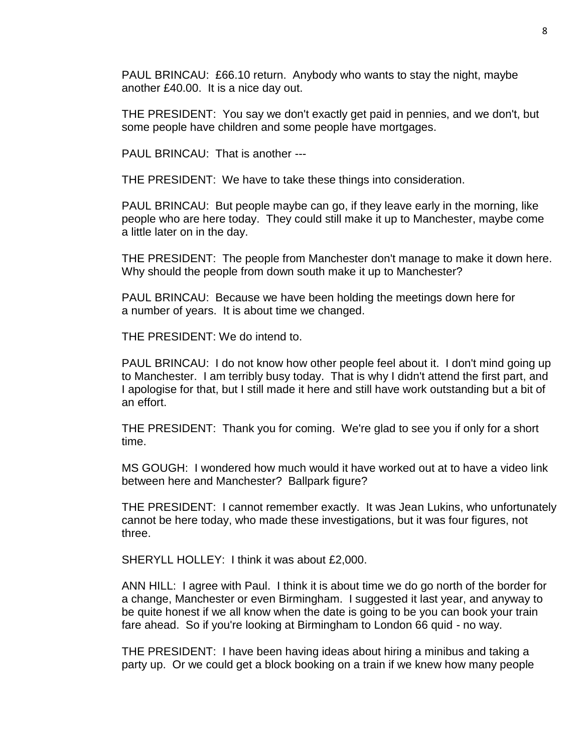PAUL BRINCAU: £66.10 return. Anybody who wants to stay the night, maybe another £40.00. It is a nice day out.

THE PRESIDENT: You say we don't exactly get paid in pennies, and we don't, but some people have children and some people have mortgages.

PAUL BRINCAU: That is another ---

THE PRESIDENT: We have to take these things into consideration.

PAUL BRINCAU: But people maybe can go, if they leave early in the morning, like people who are here today. They could still make it up to Manchester, maybe come a little later on in the day.

THE PRESIDENT: The people from Manchester don't manage to make it down here. Why should the people from down south make it up to Manchester?

PAUL BRINCAU: Because we have been holding the meetings down here for a number of years. It is about time we changed.

THE PRESIDENT: We do intend to.

PAUL BRINCAU: I do not know how other people feel about it. I don't mind going up to Manchester. I am terribly busy today. That is why I didn't attend the first part, and I apologise for that, but I still made it here and still have work outstanding but a bit of an effort.

THE PRESIDENT: Thank you for coming. We're glad to see you if only for a short time.

MS GOUGH: I wondered how much would it have worked out at to have a video link between here and Manchester? Ballpark figure?

THE PRESIDENT: I cannot remember exactly. It was Jean Lukins, who unfortunately cannot be here today, who made these investigations, but it was four figures, not three.

SHERYLL HOLLEY: I think it was about £2,000.

ANN HILL: I agree with Paul. I think it is about time we do go north of the border for a change, Manchester or even Birmingham. I suggested it last year, and anyway to be quite honest if we all know when the date is going to be you can book your train fare ahead. So if you're looking at Birmingham to London 66 quid - no way.

THE PRESIDENT: I have been having ideas about hiring a minibus and taking a party up. Or we could get a block booking on a train if we knew how many people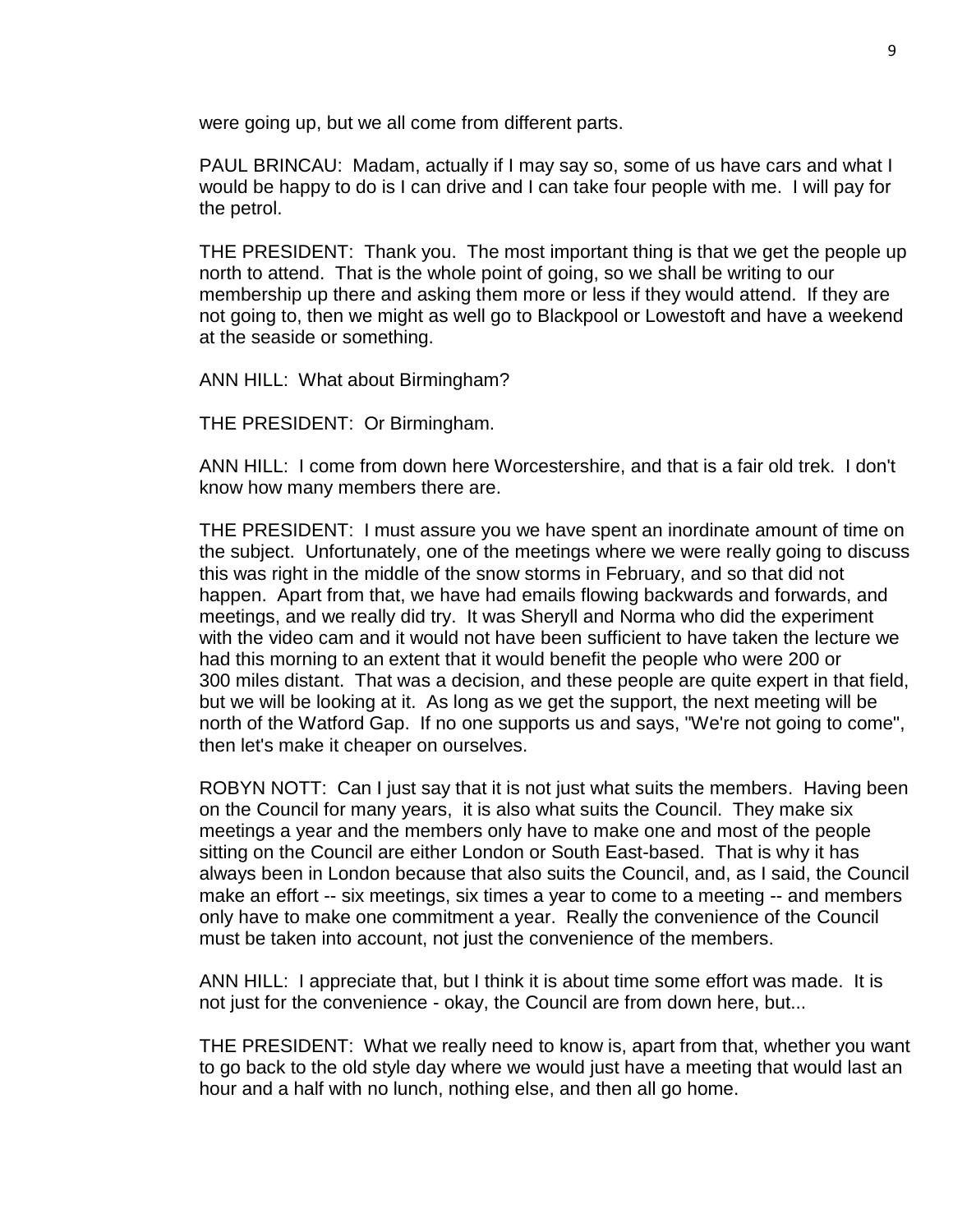were going up, but we all come from different parts.

PAUL BRINCAU: Madam, actually if I may say so, some of us have cars and what I would be happy to do is I can drive and I can take four people with me. I will pay for the petrol.

THE PRESIDENT: Thank you. The most important thing is that we get the people up north to attend. That is the whole point of going, so we shall be writing to our membership up there and asking them more or less if they would attend. If they are not going to, then we might as well go to Blackpool or Lowestoft and have a weekend at the seaside or something.

ANN HILL: What about Birmingham?

THE PRESIDENT: Or Birmingham.

ANN HILL: I come from down here Worcestershire, and that is a fair old trek. I don't know how many members there are.

THE PRESIDENT: I must assure you we have spent an inordinate amount of time on the subject. Unfortunately, one of the meetings where we were really going to discuss this was right in the middle of the snow storms in February, and so that did not happen. Apart from that, we have had emails flowing backwards and forwards, and meetings, and we really did try. It was Sheryll and Norma who did the experiment with the video cam and it would not have been sufficient to have taken the lecture we had this morning to an extent that it would benefit the people who were 200 or 300 miles distant. That was a decision, and these people are quite expert in that field, but we will be looking at it. As long as we get the support, the next meeting will be north of the Watford Gap. If no one supports us and says, "We're not going to come", then let's make it cheaper on ourselves.

ROBYN NOTT: Can I just say that it is not just what suits the members. Having been on the Council for many years, it is also what suits the Council. They make six meetings a year and the members only have to make one and most of the people sitting on the Council are either London or South East-based. That is why it has always been in London because that also suits the Council, and, as I said, the Council make an effort -- six meetings, six times a year to come to a meeting -- and members only have to make one commitment a year. Really the convenience of the Council must be taken into account, not just the convenience of the members.

ANN HILL: I appreciate that, but I think it is about time some effort was made. It is not just for the convenience - okay, the Council are from down here, but...

THE PRESIDENT: What we really need to know is, apart from that, whether you want to go back to the old style day where we would just have a meeting that would last an hour and a half with no lunch, nothing else, and then all go home.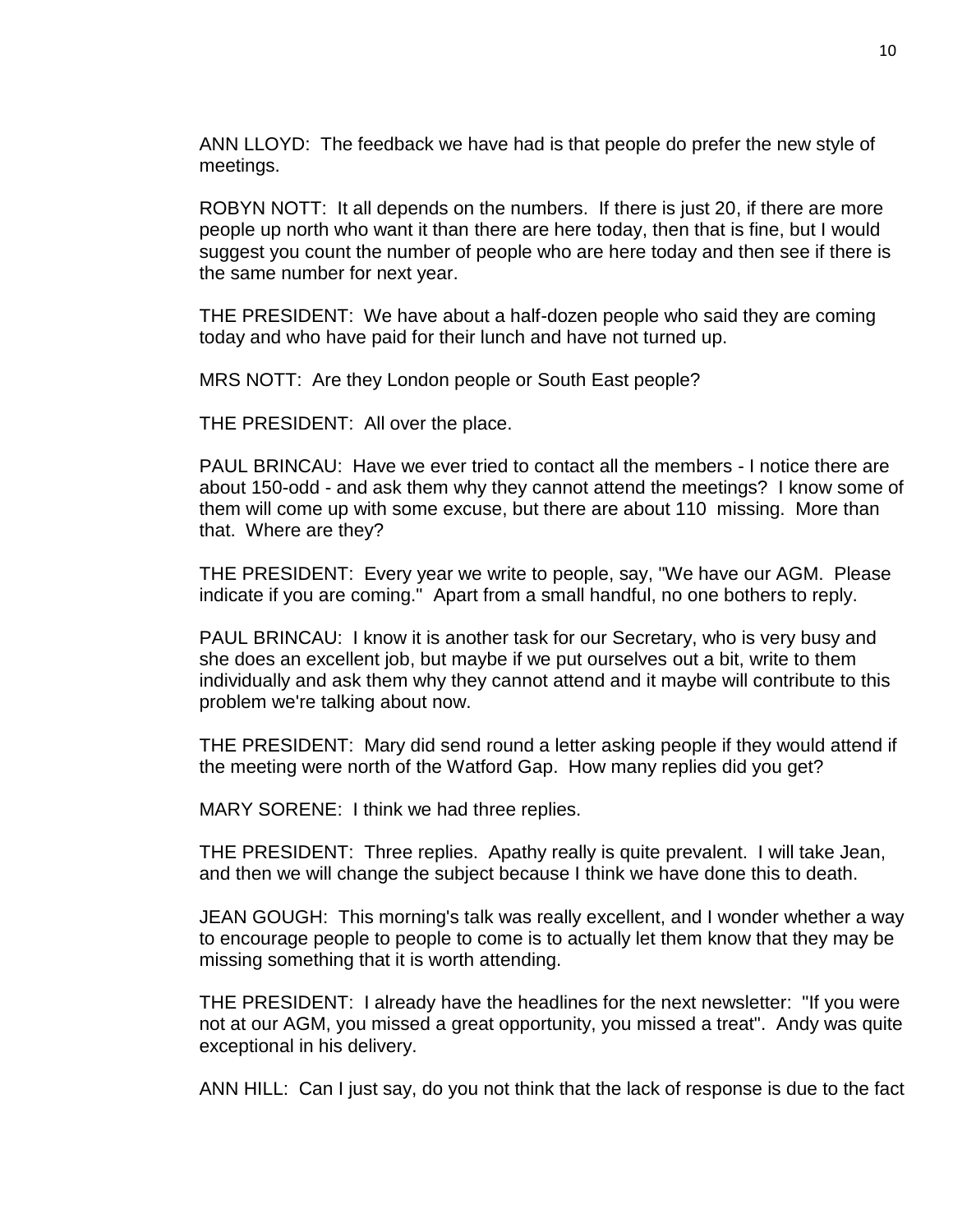ANN LLOYD:  The feedback we have had is that people do prefer the new style of meetings.

ROBYN NOTT:  It all depends on the numbers.  If there is just 20, if there are more people up north who want it than there are here today, then that is fine, but I would suggest you count the number of people who are here today and then see if there is the same number for next year.

THE PRESIDENT:  We have about a half-dozen people who said they are coming today and who have paid for their lunch and have not turned up.

MRS NOTT:  Are they London people or South East people?

THE PRESIDENT:  All over the place.

PAUL BRINCAU:  Have we ever tried to contact all the members - I notice there are about 150-odd - and ask them why they cannot attend the meetings?  I know some of them will come up with some excuse, but there are about 110  missing.  More than that.  Where are they?

THE PRESIDENT:  Every year we write to people, say, "We have our AGM.  Please indicate if you are coming."  Apart from a small handful, no one bothers to reply.

PAUL BRINCAU:  I know it is another task for our Secretary, who is very busy and she does an excellent job, but maybe if we put ourselves out a bit, write to them individually and ask them why they cannot attend and it maybe will contribute to this problem we're talking about now.

THE PRESIDENT:  Mary did send round a letter asking people if they would attend if the meeting were north of the Watford Gap.  How many replies did you get?

MARY SORENE:  I think we had three replies.

THE PRESIDENT:  Three replies.  Apathy really is quite prevalent.  I will take Jean, and then we will change the subject because I think we have done this to death.

JEAN GOUGH:  This morning's talk was really excellent, and I wonder whether a way to encourage people to people to come is to actually let them know that they may be missing something that it is worth attending.

THE PRESIDENT:  I already have the headlines for the next newsletter:  "If you were not at our AGM, you missed a great opportunity, you missed a treat".  Andy was quite exceptional in his delivery.

ANN HILL:  Can I just say, do you not think that the lack of response is due to the fact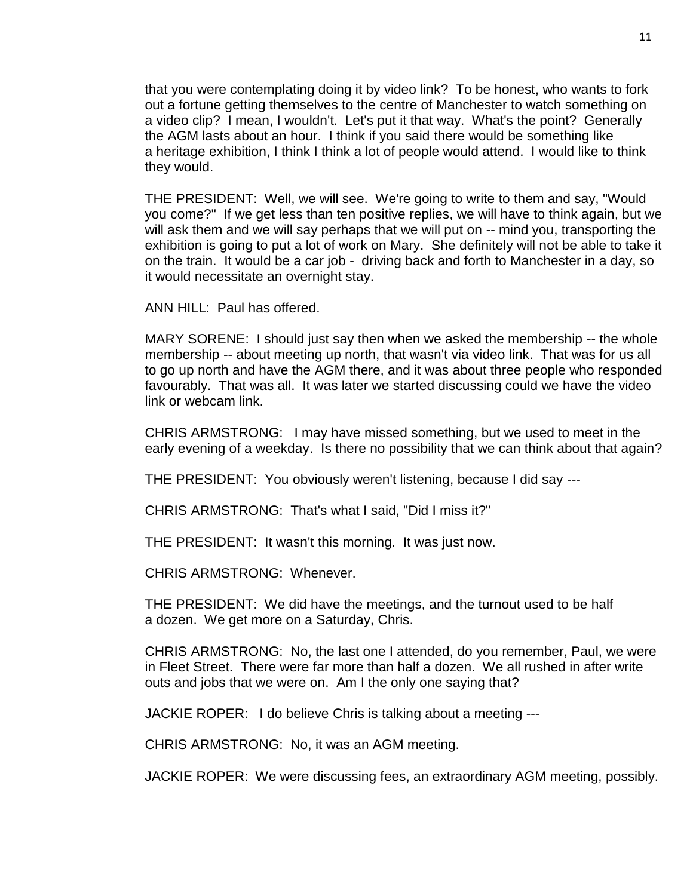that you were contemplating doing it by video link? To be honest, who wants to fork out a fortune getting themselves to the centre of Manchester to watch something on a video clip? I mean, I wouldn't. Let's put it that way. What's the point? Generally the AGM lasts about an hour. I think if you said there would be something like a heritage exhibition, I think I think a lot of people would attend. I would like to think they would.

THE PRESIDENT: Well, we will see. We're going to write to them and say, "Would you come?" If we get less than ten positive replies, we will have to think again, but we will ask them and we will say perhaps that we will put on -- mind you, transporting the exhibition is going to put a lot of work on Mary. She definitely will not be able to take it on the train. It would be a car job - driving back and forth to Manchester in a day, so it would necessitate an overnight stay.

ANN HILL: Paul has offered.

MARY SORENE: I should just say then when we asked the membership -- the whole membership -- about meeting up north, that wasn't via video link. That was for us all to go up north and have the AGM there, and it was about three people who responded favourably. That was all. It was later we started discussing could we have the video link or webcam link.

CHRIS ARMSTRONG: I may have missed something, but we used to meet in the early evening of a weekday. Is there no possibility that we can think about that again?

THE PRESIDENT: You obviously weren't listening, because I did say ---

CHRIS ARMSTRONG: That's what I said, "Did I miss it?"

THE PRESIDENT: It wasn't this morning. It was just now.

CHRIS ARMSTRONG: Whenever.

THE PRESIDENT: We did have the meetings, and the turnout used to be half a dozen. We get more on a Saturday, Chris.

CHRIS ARMSTRONG: No, the last one I attended, do you remember, Paul, we were in Fleet Street. There were far more than half a dozen. We all rushed in after write outs and jobs that we were on. Am I the only one saying that?

JACKIE ROPER: I do believe Chris is talking about a meeting ---

CHRIS ARMSTRONG: No, it was an AGM meeting.

JACKIE ROPER: We were discussing fees, an extraordinary AGM meeting, possibly.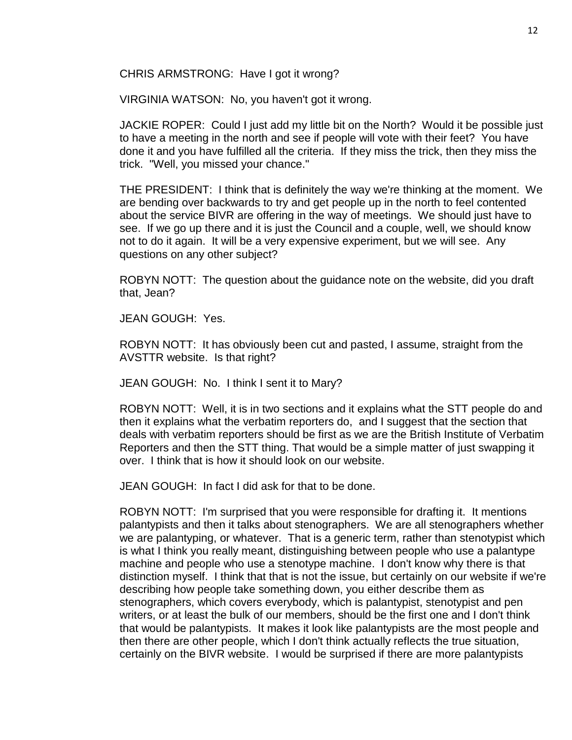CHRIS ARMSTRONG: Have I got it wrong?

VIRGINIA WATSON: No, you haven't got it wrong.

JACKIE ROPER: Could I just add my little bit on the North? Would it be possible just to have a meeting in the north and see if people will vote with their feet? You have done it and you have fulfilled all the criteria. If they miss the trick, then they miss the trick. "Well, you missed your chance."

THE PRESIDENT: I think that is definitely the way we're thinking at the moment. We are bending over backwards to try and get people up in the north to feel contented about the service BIVR are offering in the way of meetings. We should just have to see. If we go up there and it is just the Council and a couple, well, we should know not to do it again. It will be a very expensive experiment, but we will see. Any questions on any other subject?

ROBYN NOTT: The question about the guidance note on the website, did you draft that, Jean?

JEAN GOUGH: Yes.

ROBYN NOTT: It has obviously been cut and pasted, I assume, straight from the AVSTTR website. Is that right?

JEAN GOUGH: No. I think I sent it to Mary?

ROBYN NOTT: Well, it is in two sections and it explains what the STT people do and then it explains what the verbatim reporters do, and I suggest that the section that deals with verbatim reporters should be first as we are the British Institute of Verbatim Reporters and then the STT thing. That would be a simple matter of just swapping it over. I think that is how it should look on our website.

JEAN GOUGH: In fact I did ask for that to be done.

ROBYN NOTT: I'm surprised that you were responsible for drafting it. It mentions palantypists and then it talks about stenographers. We are all stenographers whether we are palantyping, or whatever. That is a generic term, rather than stenotypist which is what I think you really meant, distinguishing between people who use a palantype machine and people who use a stenotype machine. I don't know why there is that distinction myself. I think that that is not the issue, but certainly on our website if we're describing how people take something down, you either describe them as stenographers, which covers everybody, which is palantypist, stenotypist and pen writers, or at least the bulk of our members, should be the first one and I don't think that would be palantypists. It makes it look like palantypists are the most people and then there are other people, which I don't think actually reflects the true situation, certainly on the BIVR website. I would be surprised if there are more palantypists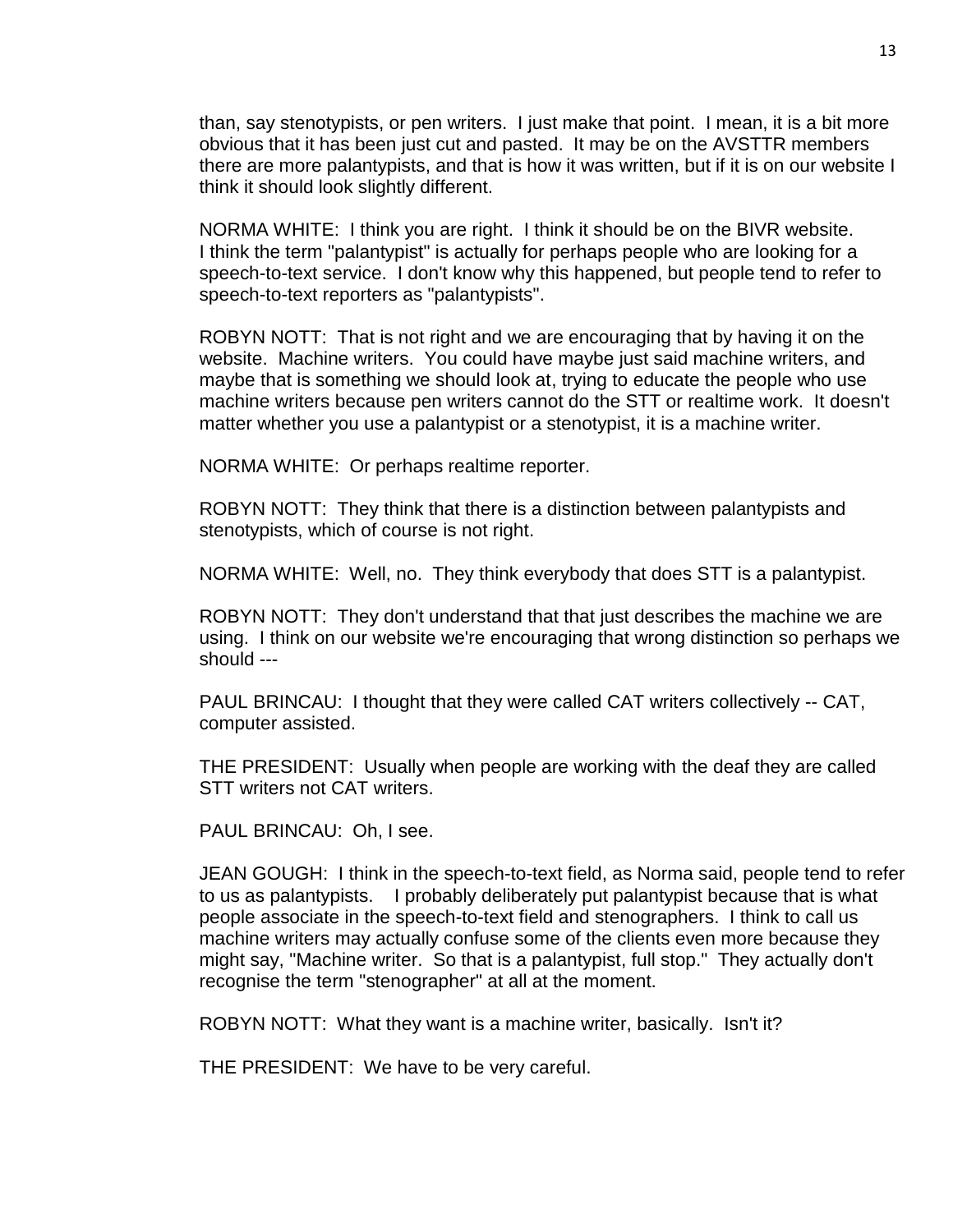than, say stenotypists, or pen writers. I just make that point. I mean, it is a bit more obvious that it has been just cut and pasted. It may be on the AVSTTR members there are more palantypists, and that is how it was written, but if it is on our website I think it should look slightly different.

NORMA WHITE: I think you are right. I think it should be on the BIVR website. I think the term "palantypist" is actually for perhaps people who are looking for a speech-to-text service. I don't know why this happened, but people tend to refer to speech-to-text reporters as "palantypists".

ROBYN NOTT: That is not right and we are encouraging that by having it on the website. Machine writers. You could have maybe just said machine writers, and maybe that is something we should look at, trying to educate the people who use machine writers because pen writers cannot do the STT or realtime work. It doesn't matter whether you use a palantypist or a stenotypist, it is a machine writer.

NORMA WHITE: Or perhaps realtime reporter.

ROBYN NOTT: They think that there is a distinction between palantypists and stenotypists, which of course is not right.

NORMA WHITE: Well, no. They think everybody that does STT is a palantypist.

ROBYN NOTT: They don't understand that that just describes the machine we are using. I think on our website we're encouraging that wrong distinction so perhaps we should ---

PAUL BRINCAU: I thought that they were called CAT writers collectively -- CAT, computer assisted.

THE PRESIDENT: Usually when people are working with the deaf they are called STT writers not CAT writers.

PAUL BRINCAU: Oh, I see.

JEAN GOUGH: I think in the speech-to-text field, as Norma said, people tend to refer to us as palantypists. I probably deliberately put palantypist because that is what people associate in the speech-to-text field and stenographers. I think to call us machine writers may actually confuse some of the clients even more because they might say, "Machine writer. So that is a palantypist, full stop." They actually don't recognise the term "stenographer" at all at the moment.

ROBYN NOTT: What they want is a machine writer, basically. Isn't it?

THE PRESIDENT: We have to be very careful.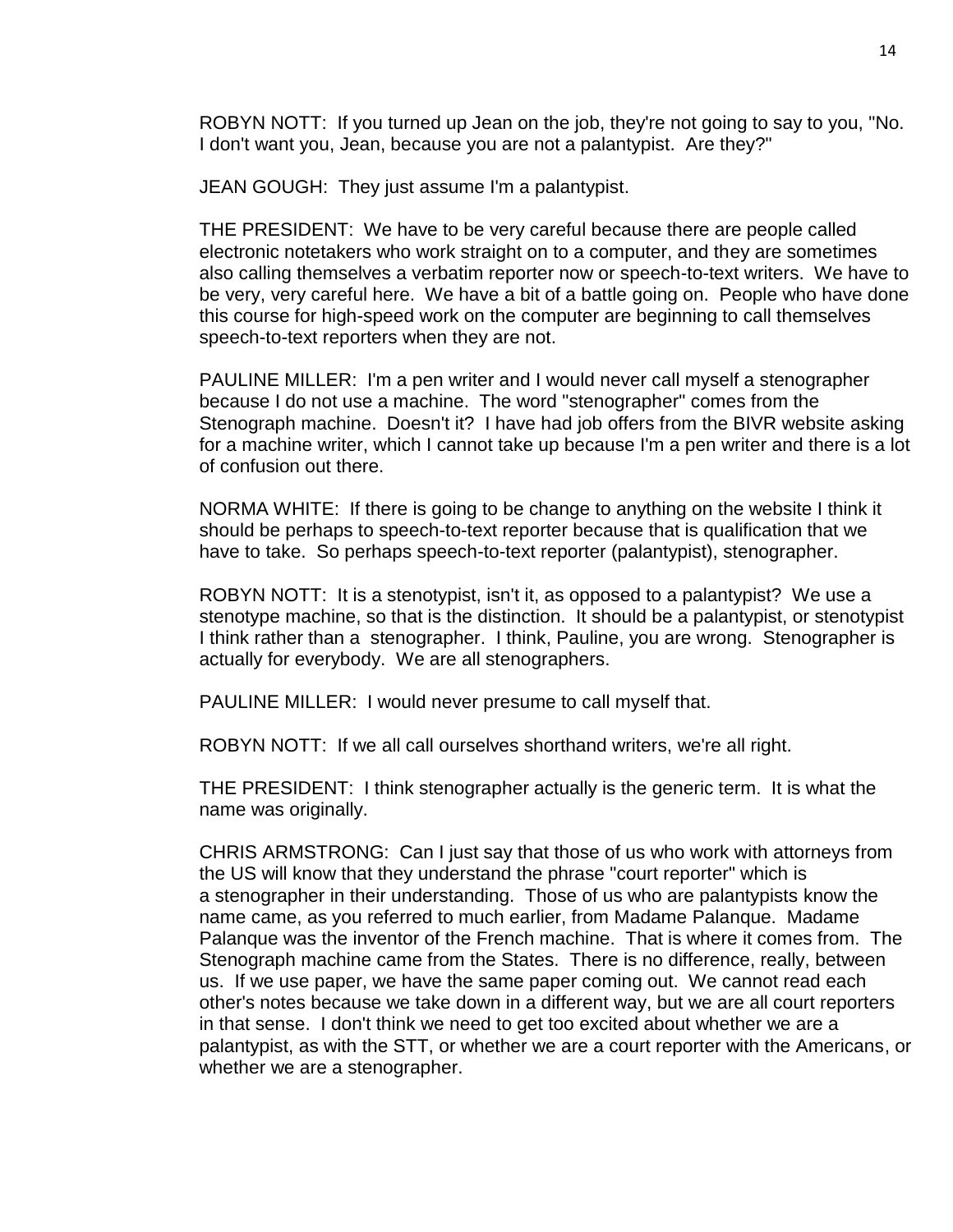ROBYN NOTT: If you turned up Jean on the job, they're not going to say to you, "No. I don't want you, Jean, because you are not a palantypist. Are they?"

JEAN GOUGH: They just assume I'm a palantypist.

THE PRESIDENT: We have to be very careful because there are people called electronic notetakers who work straight on to a computer, and they are sometimes also calling themselves a verbatim reporter now or speech-to-text writers. We have to be very, very careful here. We have a bit of a battle going on. People who have done this course for high-speed work on the computer are beginning to call themselves speech-to-text reporters when they are not.

PAULINE MILLER: I'm a pen writer and I would never call myself a stenographer because I do not use a machine. The word "stenographer" comes from the Stenograph machine. Doesn't it? I have had job offers from the BIVR website asking for a machine writer, which I cannot take up because I'm a pen writer and there is a lot of confusion out there.

NORMA WHITE: If there is going to be change to anything on the website I think it should be perhaps to speech-to-text reporter because that is qualification that we have to take. So perhaps speech-to-text reporter (palantypist), stenographer.

ROBYN NOTT: It is a stenotypist, isn't it, as opposed to a palantypist? We use a stenotype machine, so that is the distinction. It should be a palantypist, or stenotypist I think rather than a stenographer. I think, Pauline, you are wrong. Stenographer is actually for everybody. We are all stenographers.

PAULINE MILLER: I would never presume to call myself that.

ROBYN NOTT: If we all call ourselves shorthand writers, we're all right.

THE PRESIDENT: I think stenographer actually is the generic term. It is what the name was originally.

CHRIS ARMSTRONG: Can I just say that those of us who work with attorneys from the US will know that they understand the phrase "court reporter" which is a stenographer in their understanding. Those of us who are palantypists know the name came, as you referred to much earlier, from Madame Palanque. Madame Palanque was the inventor of the French machine. That is where it comes from. The Stenograph machine came from the States. There is no difference, really, between us. If we use paper, we have the same paper coming out. We cannot read each other's notes because we take down in a different way, but we are all court reporters in that sense. I don't think we need to get too excited about whether we are a palantypist, as with the STT, or whether we are a court reporter with the Americans, or whether we are a stenographer.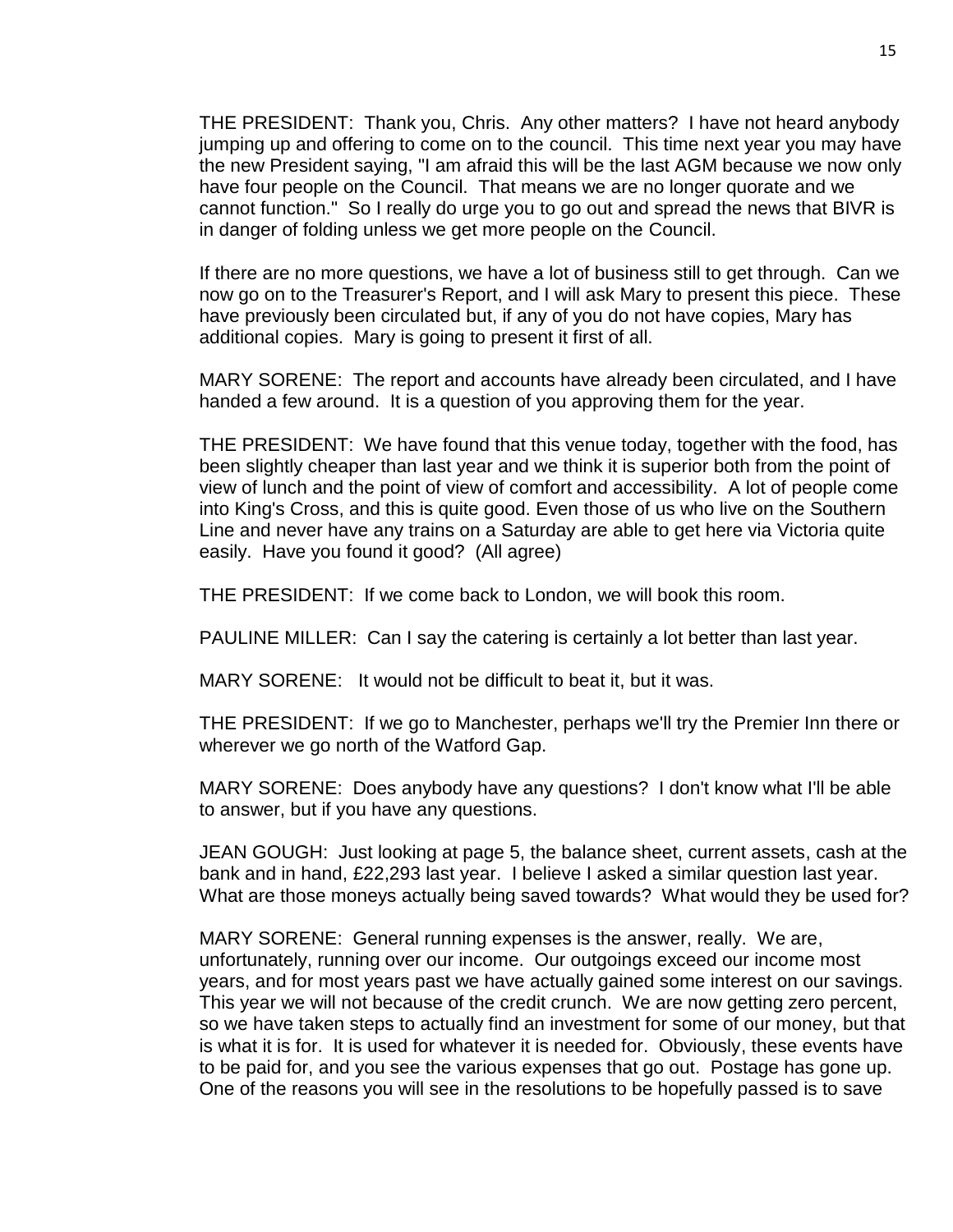THE PRESIDENT: Thank you, Chris. Any other matters? I have not heard anybody jumping up and offering to come on to the council. This time next year you may have the new President saying, "I am afraid this will be the last AGM because we now only have four people on the Council. That means we are no longer quorate and we cannot function." So I really do urge you to go out and spread the news that BIVR is in danger of folding unless we get more people on the Council.

If there are no more questions, we have a lot of business still to get through. Can we now go on to the Treasurer's Report, and I will ask Mary to present this piece. These have previously been circulated but, if any of you do not have copies, Mary has additional copies. Mary is going to present it first of all.

MARY SORENE: The report and accounts have already been circulated, and I have handed a few around. It is a question of you approving them for the year.

THE PRESIDENT: We have found that this venue today, together with the food, has been slightly cheaper than last year and we think it is superior both from the point of view of lunch and the point of view of comfort and accessibility. A lot of people come into King's Cross, and this is quite good. Even those of us who live on the Southern Line and never have any trains on a Saturday are able to get here via Victoria quite easily. Have you found it good? (All agree)

THE PRESIDENT: If we come back to London, we will book this room.

PAULINE MILLER: Can I say the catering is certainly a lot better than last year.

MARY SORENE: It would not be difficult to beat it, but it was.

THE PRESIDENT: If we go to Manchester, perhaps we'll try the Premier Inn there or wherever we go north of the Watford Gap.

MARY SORENE: Does anybody have any questions? I don't know what I'll be able to answer, but if you have any questions.

JEAN GOUGH: Just looking at page 5, the balance sheet, current assets, cash at the bank and in hand, £22,293 last year. I believe I asked a similar question last year. What are those moneys actually being saved towards? What would they be used for?

MARY SORENE: General running expenses is the answer, really. We are, unfortunately, running over our income. Our outgoings exceed our income most years, and for most years past we have actually gained some interest on our savings. This year we will not because of the credit crunch. We are now getting zero percent, so we have taken steps to actually find an investment for some of our money, but that is what it is for. It is used for whatever it is needed for. Obviously, these events have to be paid for, and you see the various expenses that go out. Postage has gone up. One of the reasons you will see in the resolutions to be hopefully passed is to save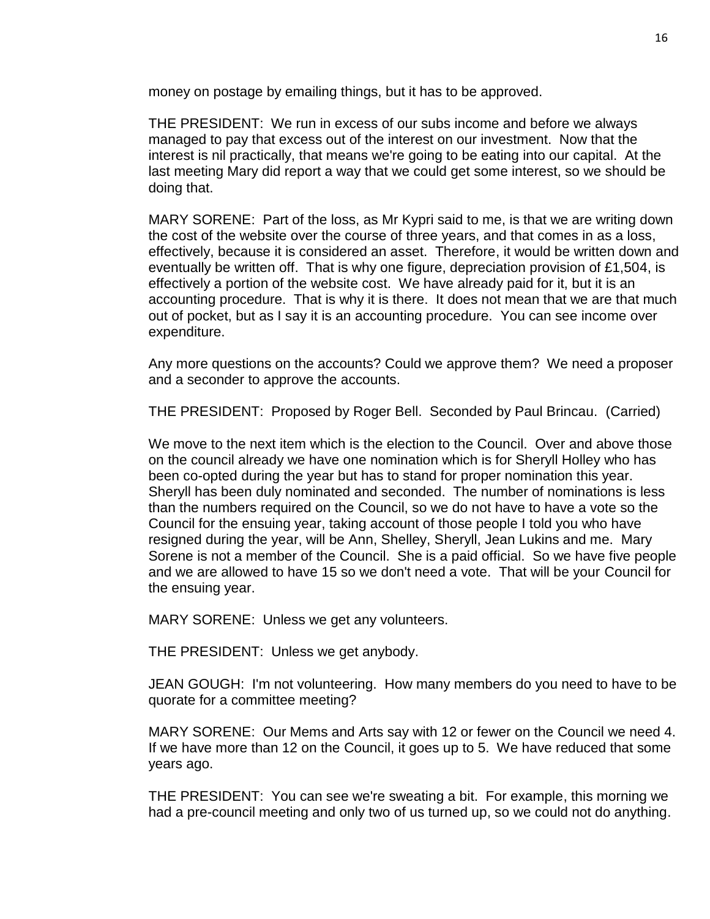money on postage by emailing things, but it has to be approved.

THE PRESIDENT: We run in excess of our subs income and before we always managed to pay that excess out of the interest on our investment. Now that the interest is nil practically, that means we're going to be eating into our capital. At the last meeting Mary did report a way that we could get some interest, so we should be doing that.

MARY SORENE: Part of the loss, as Mr Kypri said to me, is that we are writing down the cost of the website over the course of three years, and that comes in as a loss, effectively, because it is considered an asset. Therefore, it would be written down and eventually be written off. That is why one figure, depreciation provision of £1,504, is effectively a portion of the website cost. We have already paid for it, but it is an accounting procedure. That is why it is there. It does not mean that we are that much out of pocket, but as I say it is an accounting procedure. You can see income over expenditure.

Any more questions on the accounts? Could we approve them? We need a proposer and a seconder to approve the accounts.

THE PRESIDENT: Proposed by Roger Bell. Seconded by Paul Brincau. (Carried)

We move to the next item which is the election to the Council. Over and above those on the council already we have one nomination which is for Sheryll Holley who has been co-opted during the year but has to stand for proper nomination this year. Sheryll has been duly nominated and seconded. The number of nominations is less than the numbers required on the Council, so we do not have to have a vote so the Council for the ensuing year, taking account of those people I told you who have resigned during the year, will be Ann, Shelley, Sheryll, Jean Lukins and me. Mary Sorene is not a member of the Council. She is a paid official. So we have five people and we are allowed to have 15 so we don't need a vote. That will be your Council for the ensuing year.

MARY SORENE: Unless we get any volunteers.

THE PRESIDENT: Unless we get anybody.

JEAN GOUGH: I'm not volunteering. How many members do you need to have to be quorate for a committee meeting?

MARY SORENE: Our Mems and Arts say with 12 or fewer on the Council we need 4. If we have more than 12 on the Council, it goes up to 5. We have reduced that some years ago.

THE PRESIDENT: You can see we're sweating a bit. For example, this morning we had a pre-council meeting and only two of us turned up, so we could not do anything.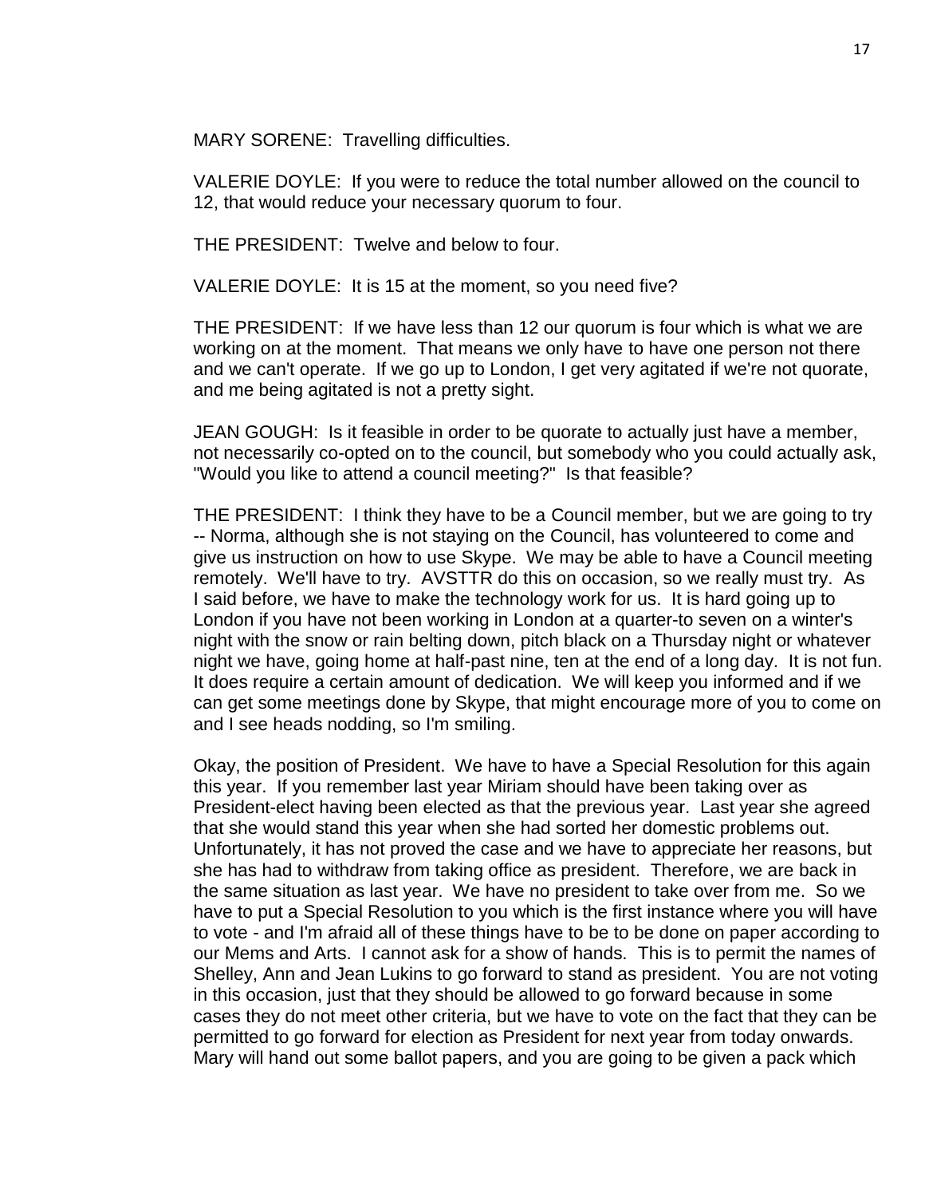MARY SORENE: Travelling difficulties.

VALERIE DOYLE: If you were to reduce the total number allowed on the council to 12, that would reduce your necessary quorum to four.

THE PRESIDENT: Twelve and below to four.

VALERIE DOYLE: It is 15 at the moment, so you need five?

THE PRESIDENT: If we have less than 12 our quorum is four which is what we are working on at the moment. That means we only have to have one person not there and we can't operate. If we go up to London, I get very agitated if we're not quorate, and me being agitated is not a pretty sight.

JEAN GOUGH: Is it feasible in order to be quorate to actually just have a member, not necessarily co-opted on to the council, but somebody who you could actually ask, "Would you like to attend a council meeting?" Is that feasible?

THE PRESIDENT: I think they have to be a Council member, but we are going to try -- Norma, although she is not staying on the Council, has volunteered to come and give us instruction on how to use Skype. We may be able to have a Council meeting remotely. We'll have to try. AVSTTR do this on occasion, so we really must try. As I said before, we have to make the technology work for us. It is hard going up to London if you have not been working in London at a quarter-to seven on a winter's night with the snow or rain belting down, pitch black on a Thursday night or whatever night we have, going home at half-past nine, ten at the end of a long day. It is not fun. It does require a certain amount of dedication. We will keep you informed and if we can get some meetings done by Skype, that might encourage more of you to come on and I see heads nodding, so I'm smiling.

Okay, the position of President. We have to have a Special Resolution for this again this year. If you remember last year Miriam should have been taking over as President-elect having been elected as that the previous year. Last year she agreed that she would stand this year when she had sorted her domestic problems out. Unfortunately, it has not proved the case and we have to appreciate her reasons, but she has had to withdraw from taking office as president. Therefore, we are back in the same situation as last year. We have no president to take over from me. So we have to put a Special Resolution to you which is the first instance where you will have to vote - and I'm afraid all of these things have to be to be done on paper according to our Mems and Arts. I cannot ask for a show of hands. This is to permit the names of Shelley, Ann and Jean Lukins to go forward to stand as president. You are not voting in this occasion, just that they should be allowed to go forward because in some cases they do not meet other criteria, but we have to vote on the fact that they can be permitted to go forward for election as President for next year from today onwards. Mary will hand out some ballot papers, and you are going to be given a pack which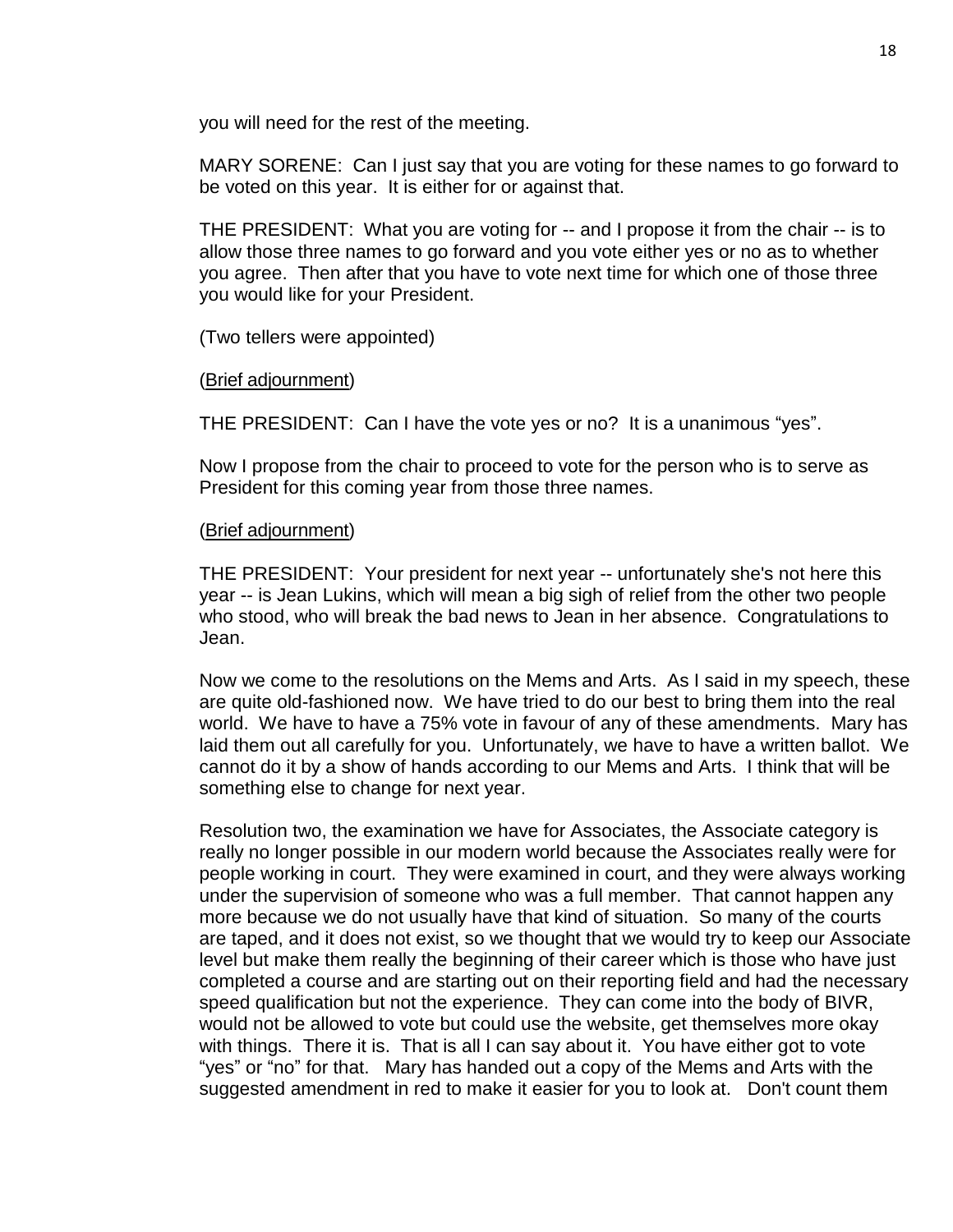you will need for the rest of the meeting.

MARY SORENE: Can I just say that you are voting for these names to go forward to be voted on this year. It is either for or against that.

THE PRESIDENT: What you are voting for -- and I propose it from the chair -- is to allow those three names to go forward and you vote either yes or no as to whether you agree. Then after that you have to vote next time for which one of those three you would like for your President.

(Two tellers were appointed)

(Brief adjournment)

THE PRESIDENT: Can I have the vote yes or no? It is a unanimous "yes".

Now I propose from the chair to proceed to vote for the person who is to serve as President for this coming year from those three names.

(Brief adjournment)

THE PRESIDENT: Your president for next year -- unfortunately she's not here this year -- is Jean Lukins, which will mean a big sigh of relief from the other two people who stood, who will break the bad news to Jean in her absence. Congratulations to Jean.

Now we come to the resolutions on the Mems and Arts. As I said in my speech, these are quite old-fashioned now. We have tried to do our best to bring them into the real world. We have to have a 75% vote in favour of any of these amendments. Mary has laid them out all carefully for you. Unfortunately, we have to have a written ballot. We cannot do it by a show of hands according to our Mems and Arts. I think that will be something else to change for next year.

Resolution two, the examination we have for Associates, the Associate category is really no longer possible in our modern world because the Associates really were for people working in court. They were examined in court, and they were always working under the supervision of someone who was a full member. That cannot happen any more because we do not usually have that kind of situation. So many of the courts are taped, and it does not exist, so we thought that we would try to keep our Associate level but make them really the beginning of their career which is those who have just completed a course and are starting out on their reporting field and had the necessary speed qualification but not the experience. They can come into the body of BIVR, would not be allowed to vote but could use the website, get themselves more okay with things. There it is. That is all I can say about it. You have either got to vote "yes" or "no" for that. Mary has handed out a copy of the Mems and Arts with the suggested amendment in red to make it easier for you to look at. Don't count them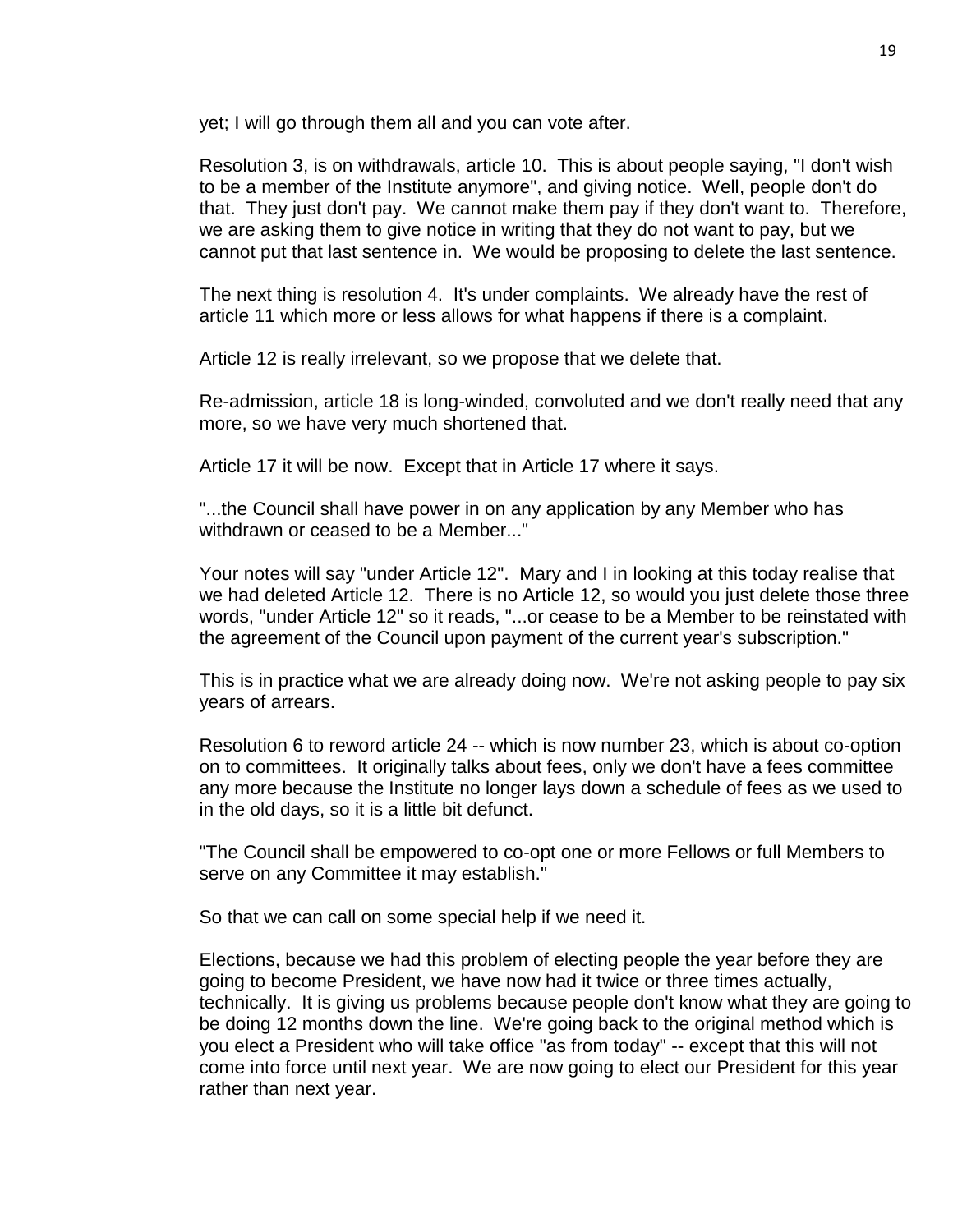yet; I will go through them all and you can vote after.

Resolution 3, is on withdrawals, article 10. This is about people saying, "I don't wish to be a member of the Institute anymore", and giving notice. Well, people don't do that. They just don't pay. We cannot make them pay if they don't want to. Therefore, we are asking them to give notice in writing that they do not want to pay, but we cannot put that last sentence in. We would be proposing to delete the last sentence.

The next thing is resolution 4. It's under complaints. We already have the rest of article 11 which more or less allows for what happens if there is a complaint.

Article 12 is really irrelevant, so we propose that we delete that.

Re-admission, article 18 is long-winded, convoluted and we don't really need that any more, so we have very much shortened that.

Article 17 it will be now. Except that in Article 17 where it says.

"...the Council shall have power in on any application by any Member who has withdrawn or ceased to be a Member..."

Your notes will say "under Article 12". Mary and I in looking at this today realise that we had deleted Article 12. There is no Article 12, so would you just delete those three words, "under Article 12" so it reads, "...or cease to be a Member to be reinstated with the agreement of the Council upon payment of the current year's subscription."

This is in practice what we are already doing now. We're not asking people to pay six years of arrears.

Resolution 6 to reword article 24 -- which is now number 23, which is about co-option on to committees. It originally talks about fees, only we don't have a fees committee any more because the Institute no longer lays down a schedule of fees as we used to in the old days, so it is a little bit defunct.

"The Council shall be empowered to co-opt one or more Fellows or full Members to serve on any Committee it may establish."

So that we can call on some special help if we need it.

Elections, because we had this problem of electing people the year before they are going to become President, we have now had it twice or three times actually, technically. It is giving us problems because people don't know what they are going to be doing 12 months down the line. We're going back to the original method which is you elect a President who will take office "as from today" -- except that this will not come into force until next year. We are now going to elect our President for this year rather than next year.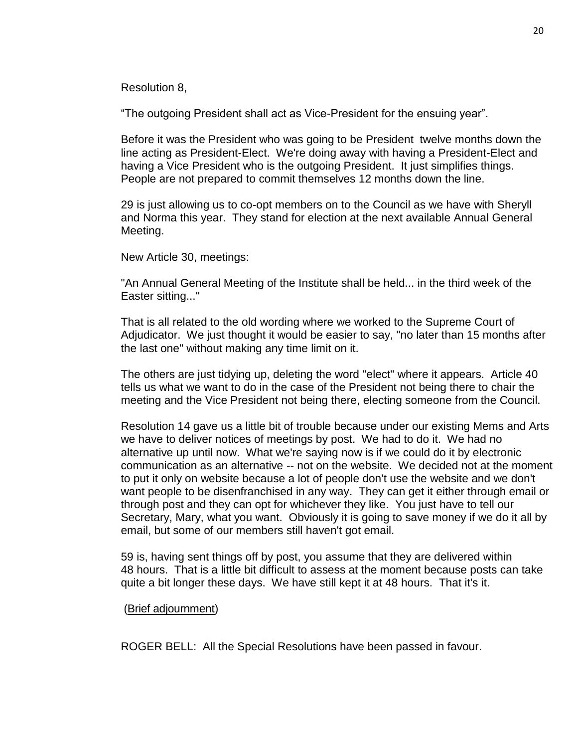Resolution 8,

“The outgoing President shall act as Vice-President for the ensuing year”.

Before it was the President who was going to be President twelve months down the line acting as President-Elect. We're doing away with having a President-Elect and having a Vice President who is the outgoing President. It just simplifies things. People are not prepared to commit themselves 12 months down the line.

29 is just allowing us to co-opt members on to the Council as we have with Sheryll and Norma this year. They stand for election at the next available Annual General Meeting.

New Article 30, meetings:

"An Annual General Meeting of the Institute shall be held... in the third week of the Easter sitting..."

That is all related to the old wording where we worked to the Supreme Court of Adjudicator. We just thought it would be easier to say, "no later than 15 months after the last one" without making any time limit on it.

The others are just tidying up, deleting the word "elect" where it appears. Article 40 tells us what we want to do in the case of the President not being there to chair the meeting and the Vice President not being there, electing someone from the Council.

Resolution 14 gave us a little bit of trouble because under our existing Mems and Arts we have to deliver notices of meetings by post. We had to do it. We had no alternative up until now. What we're saying now is if we could do it by electronic communication as an alternative -- not on the website. We decided not at the moment to put it only on website because a lot of people don't use the website and we don't want people to be disenfranchised in any way. They can get it either through email or through post and they can opt for whichever they like. You just have to tell our Secretary, Mary, what you want. Obviously it is going to save money if we do it all by email, but some of our members still haven't got email.

59 is, having sent things off by post, you assume that they are delivered within 48 hours. That is a little bit difficult to assess at the moment because posts can take quite a bit longer these days. We have still kept it at 48 hours. That it's it.

(<u>Brief adjournment</u>)

ROGER BELL: All the Special Resolutions have been passed in favour.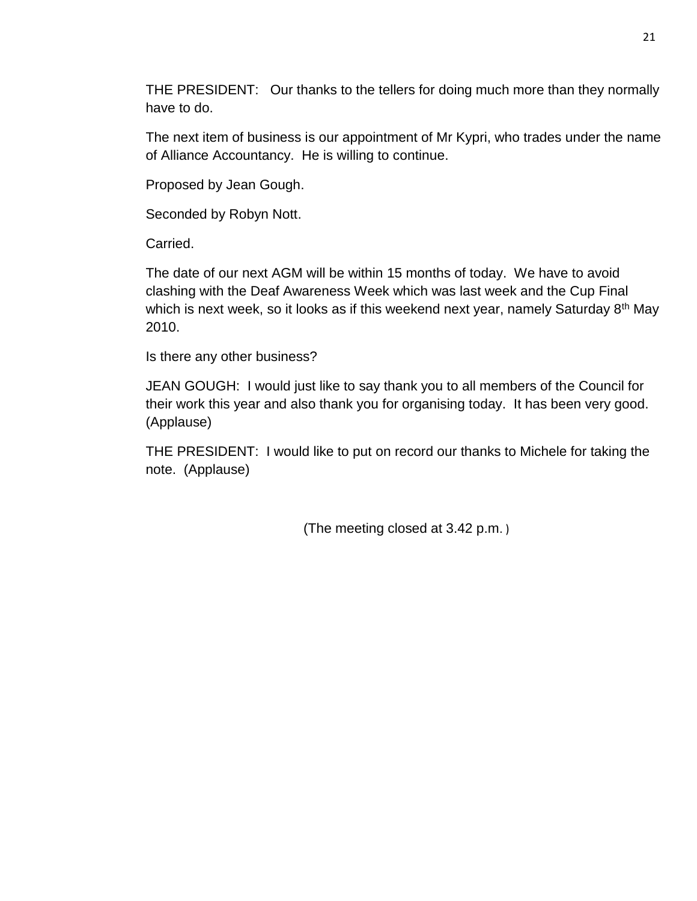THE PRESIDENT: Our thanks to the tellers for doing much more than they normally have to do.

The next item of business is our appointment of Mr Kypri, who trades under the name of Alliance Accountancy. He is willing to continue.

Proposed by Jean Gough.

Seconded by Robyn Nott.

Carried.

The date of our next AGM will be within 15 months of today. We have to avoid clashing with the Deaf Awareness Week which was last week and the Cup Final which is next week, so it looks as if this weekend next year, namely Saturday 8th May 2010.

Is there any other business?

JEAN GOUGH: I would just like to say thank you to all members of the Council for their work this year and also thank you for organising today. It has been very good. (Applause)

THE PRESIDENT: I would like to put on record our thanks to Michele for taking the note. (Applause)

(The meeting closed at 3.42 p.m. )